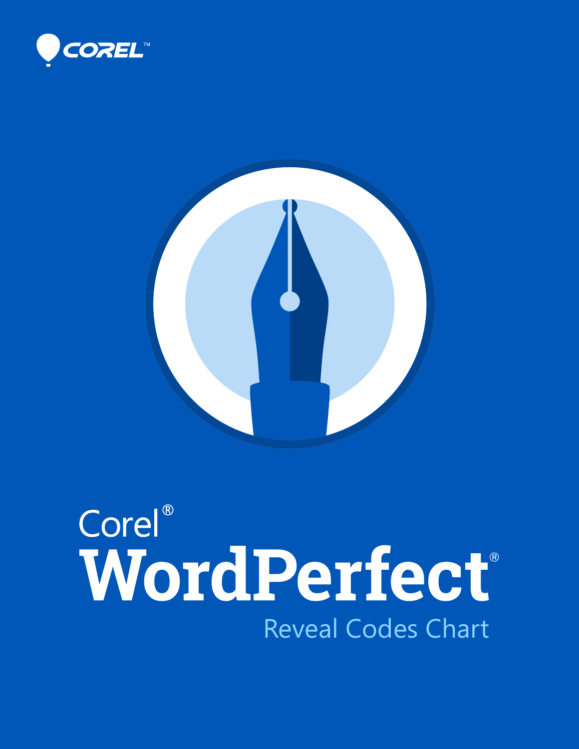COREL™

# Corel® WordPerfect®

## Reveal Codes Chart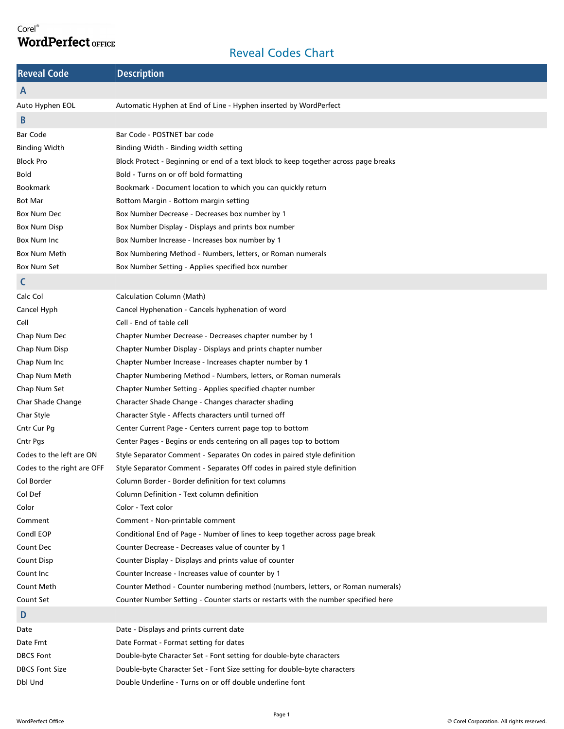Corel® WordPerfect OFFICE

# Reveal Codes Chart

| Reveal Code | Description |
|---|---|
| **A** | |
| Auto Hyphen EOL | Automatic Hyphen at End of Line - Hyphen inserted by WordPerfect |
| **B** | |
| Bar Code | Bar Code - POSTNET bar code |
| Binding Width | Binding Width - Binding width setting |
| Block Pro | Block Protect - Beginning or end of a text block to keep together across page breaks |
| Bold | Bold - Turns on or off bold formatting |
| Bookmark | Bookmark - Document location to which you can quickly return |
| Bot Mar | Bottom Margin - Bottom margin setting |
| Box Num Dec | Box Number Decrease - Decreases box number by 1 |
| Box Num Disp | Box Number Display - Displays and prints box number |
| Box Num Inc | Box Number Increase - Increases box number by 1 |
| Box Num Meth | Box Numbering Method - Numbers, letters, or Roman numerals |
| Box Num Set | Box Number Setting - Applies specified box number |
| **C** | |
| Calc Col | Calculation Column (Math) |
| Cancel Hyph | Cancel Hyphenation - Cancels hyphenation of word |
| Cell | Cell - End of table cell |
| Chap Num Dec | Chapter Number Decrease - Decreases chapter number by 1 |
| Chap Num Disp | Chapter Number Display - Displays and prints chapter number |
| Chap Num Inc | Chapter Number Increase - Increases chapter number by 1 |
| Chap Num Meth | Chapter Numbering Method - Numbers, letters, or Roman numerals |
| Chap Num Set | Chapter Number Setting - Applies specified chapter number |
| Char Shade Change | Character Shade Change - Changes character shading |
| Char Style | Character Style - Affects characters until turned off |
| Cntr Cur Pg | Center Current Page - Centers current page top to bottom |
| Cntr Pgs | Center Pages - Begins or ends centering on all pages top to bottom |
| Codes to the left are ON | Style Separator Comment - Separates On codes in paired style definition |
| Codes to the right are OFF | Style Separator Comment - Separates Off codes in paired style definition |
| Col Border | Column Border - Border definition for text columns |
| Col Def | Column Definition - Text column definition |
| Color | Color - Text color |
| Comment | Comment - Non-printable comment |
| Condl EOP | Conditional End of Page - Number of lines to keep together across page break |
| Count Dec | Counter Decrease - Decreases value of counter by 1 |
| Count Disp | Counter Display - Displays and prints value of counter |
| Count Inc | Counter Increase - Increases value of counter by 1 |
| Count Meth | Counter Method - Counter numbering method (numbers, letters, or Roman numerals) |
| Count Set | Counter Number Setting - Counter starts or restarts with the number specified here |
| **D** | |
| Date | Date - Displays and prints current date |
| Date Fmt | Date Format - Format setting for dates |
| DBCS Font | Double-byte Character Set - Font setting for double-byte characters |
| DBCS Font Size | Double-byte Character Set - Font Size setting for double-byte characters |
| Dbl Und | Double Underline - Turns on or off double underline font |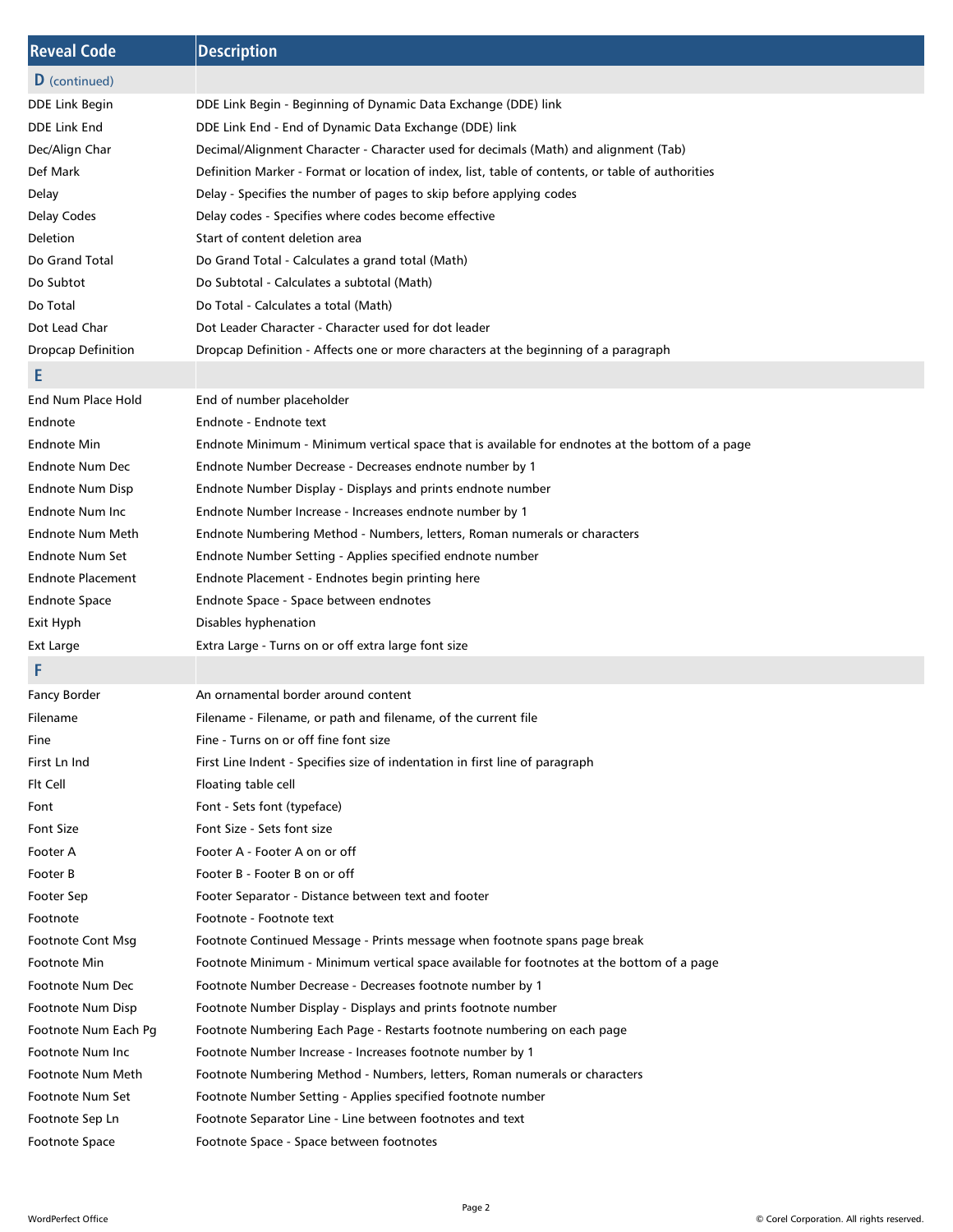| Reveal Code | Description |
| --- | --- |
| **D** (continued) | |
| DDE Link Begin | DDE Link Begin - Beginning of Dynamic Data Exchange (DDE) link |
| DDE Link End | DDE Link End - End of Dynamic Data Exchange (DDE) link |
| Dec/Align Char | Decimal/Alignment Character - Character used for decimals (Math) and alignment (Tab) |
| Def Mark | Definition Marker - Format or location of index, list, table of contents, or table of authorities |
| Delay | Delay - Specifies the number of pages to skip before applying codes |
| Delay Codes | Delay codes - Specifies where codes become effective |
| Deletion | Start of content deletion area |
| Do Grand Total | Do Grand Total - Calculates a grand total (Math) |
| Do Subtot | Do Subtotal - Calculates a subtotal (Math) |
| Do Total | Do Total - Calculates a total (Math) |
| Dot Lead Char | Dot Leader Character - Character used for dot leader |
| Dropcap Definition | Dropcap Definition - Affects one or more characters at the beginning of a paragraph |
| **E** | |
| End Num Place Hold | End of number placeholder |
| Endnote | Endnote - Endnote text |
| Endnote Min | Endnote Minimum - Minimum vertical space that is available for endnotes at the bottom of a page |
| Endnote Num Dec | Endnote Number Decrease - Decreases endnote number by 1 |
| Endnote Num Disp | Endnote Number Display - Displays and prints endnote number |
| Endnote Num Inc | Endnote Number Increase - Increases endnote number by 1 |
| Endnote Num Meth | Endnote Numbering Method - Numbers, letters, Roman numerals or characters |
| Endnote Num Set | Endnote Number Setting - Applies specified endnote number |
| Endnote Placement | Endnote Placement - Endnotes begin printing here |
| Endnote Space | Endnote Space - Space between endnotes |
| Exit Hyph | Disables hyphenation |
| Ext Large | Extra Large - Turns on or off extra large font size |
| **F** | |
| Fancy Border | An ornamental border around content |
| Filename | Filename - Filename, or path and filename, of the current file |
| Fine | Fine - Turns on or off fine font size |
| First Ln Ind | First Line Indent - Specifies size of indentation in first line of paragraph |
| Flt Cell | Floating table cell |
| Font | Font - Sets font (typeface) |
| Font Size | Font Size - Sets font size |
| Footer A | Footer A - Footer A on or off |
| Footer B | Footer B - Footer B on or off |
| Footer Sep | Footer Separator - Distance between text and footer |
| Footnote | Footnote - Footnote text |
| Footnote Cont Msg | Footnote Continued Message - Prints message when footnote spans page break |
| Footnote Min | Footnote Minimum - Minimum vertical space available for footnotes at the bottom of a page |
| Footnote Num Dec | Footnote Number Decrease - Decreases footnote number by 1 |
| Footnote Num Disp | Footnote Number Display - Displays and prints footnote number |
| Footnote Num Each Pg | Footnote Numbering Each Page - Restarts footnote numbering on each page |
| Footnote Num Inc | Footnote Number Increase - Increases footnote number by 1 |
| Footnote Num Meth | Footnote Numbering Method - Numbers, letters, Roman numerals or characters |
| Footnote Num Set | Footnote Number Setting - Applies specified footnote number |
| Footnote Sep Ln | Footnote Separator Line - Line between footnotes and text |
| Footnote Space | Footnote Space - Space between footnotes |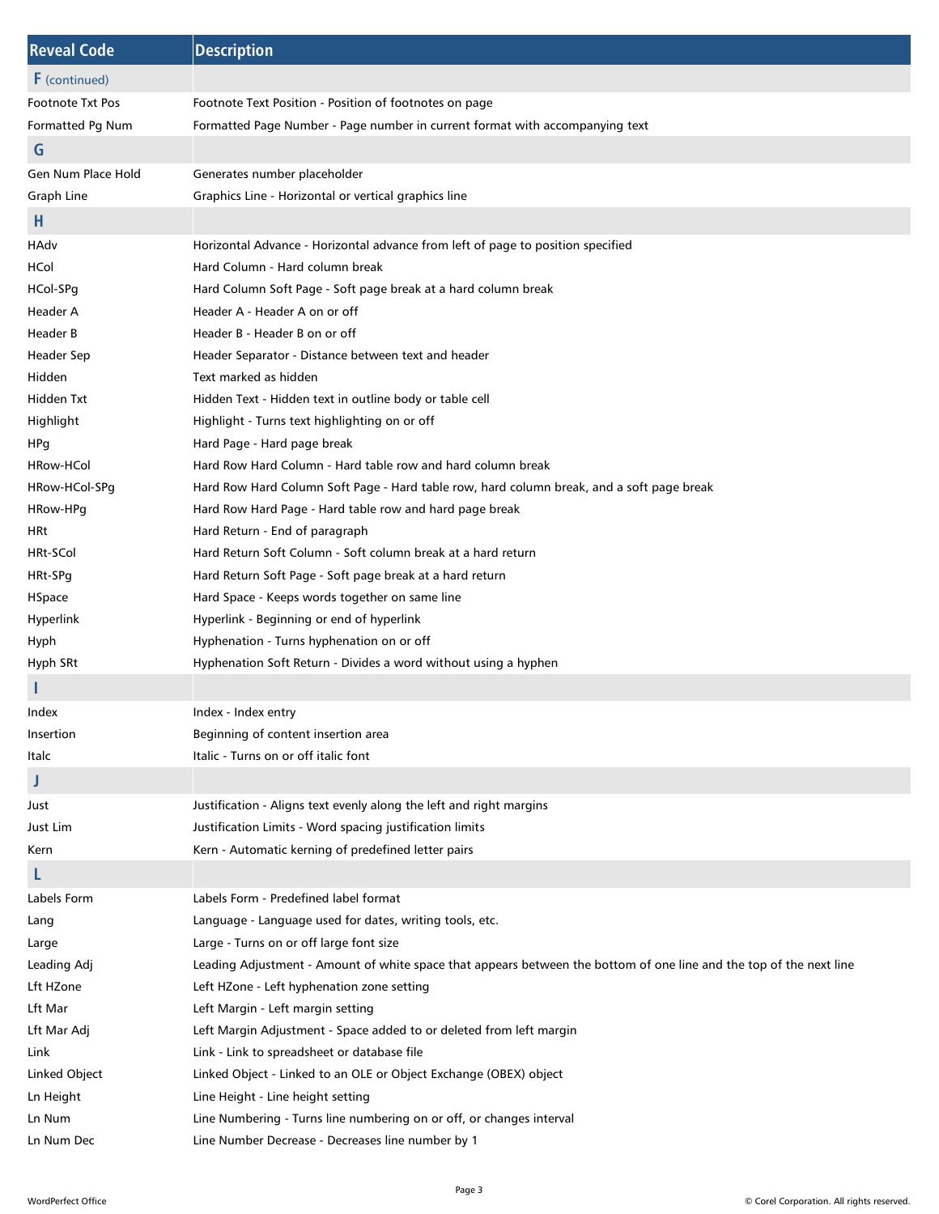| Reveal Code | Description |
|---|---|
| **F** (continued) | |
| Footnote Txt Pos | Footnote Text Position - Position of footnotes on page |
| Formatted Pg Num | Formatted Page Number - Page number in current format with accompanying text |
| **G** | |
| Gen Num Place Hold | Generates number placeholder |
| Graph Line | Graphics Line - Horizontal or vertical graphics line |
| **H** | |
| HAdv | Horizontal Advance - Horizontal advance from left of page to position specified |
| HCol | Hard Column - Hard column break |
| HCol-SPg | Hard Column Soft Page - Soft page break at a hard column break |
| Header A | Header A - Header A on or off |
| Header B | Header B - Header B on or off |
| Header Sep | Header Separator - Distance between text and header |
| Hidden | Text marked as hidden |
| Hidden Txt | Hidden Text - Hidden text in outline body or table cell |
| Highlight | Highlight - Turns text highlighting on or off |
| HPg | Hard Page - Hard page break |
| HRow-HCol | Hard Row Hard Column - Hard table row and hard column break |
| HRow-HCol-SPg | Hard Row Hard Column Soft Page - Hard table row, hard column break, and a soft page break |
| HRow-HPg | Hard Row Hard Page - Hard table row and hard page break |
| HRt | Hard Return - End of paragraph |
| HRt-SCol | Hard Return Soft Column - Soft column break at a hard return |
| HRt-SPg | Hard Return Soft Page - Soft page break at a hard return |
| HSpace | Hard Space - Keeps words together on same line |
| Hyperlink | Hyperlink - Beginning or end of hyperlink |
| Hyph | Hyphenation - Turns hyphenation on or off |
| Hyph SRt | Hyphenation Soft Return - Divides a word without using a hyphen |
| **I** | |
| Index | Index - Index entry |
| Insertion | Beginning of content insertion area |
| Italc | Italic - Turns on or off italic font |
| **J** | |
| Just | Justification - Aligns text evenly along the left and right margins |
| Just Lim | Justification Limits - Word spacing justification limits |
| Kern | Kern - Automatic kerning of predefined letter pairs |
| **L** | |
| Labels Form | Labels Form - Predefined label format |
| Lang | Language - Language used for dates, writing tools, etc. |
| Large | Large - Turns on or off large font size |
| Leading Adj | Leading Adjustment - Amount of white space that appears between the bottom of one line and the top of the next line |
| Lft HZone | Left HZone - Left hyphenation zone setting |
| Lft Mar | Left Margin - Left margin setting |
| Lft Mar Adj | Left Margin Adjustment - Space added to or deleted from left margin |
| Link | Link - Link to spreadsheet or database file |
| Linked Object | Linked Object - Linked to an OLE or Object Exchange (OBEX) object |
| Ln Height | Line Height - Line height setting |
| Ln Num | Line Numbering - Turns line numbering on or off, or changes interval |
| Ln Num Dec | Line Number Decrease - Decreases line number by 1 |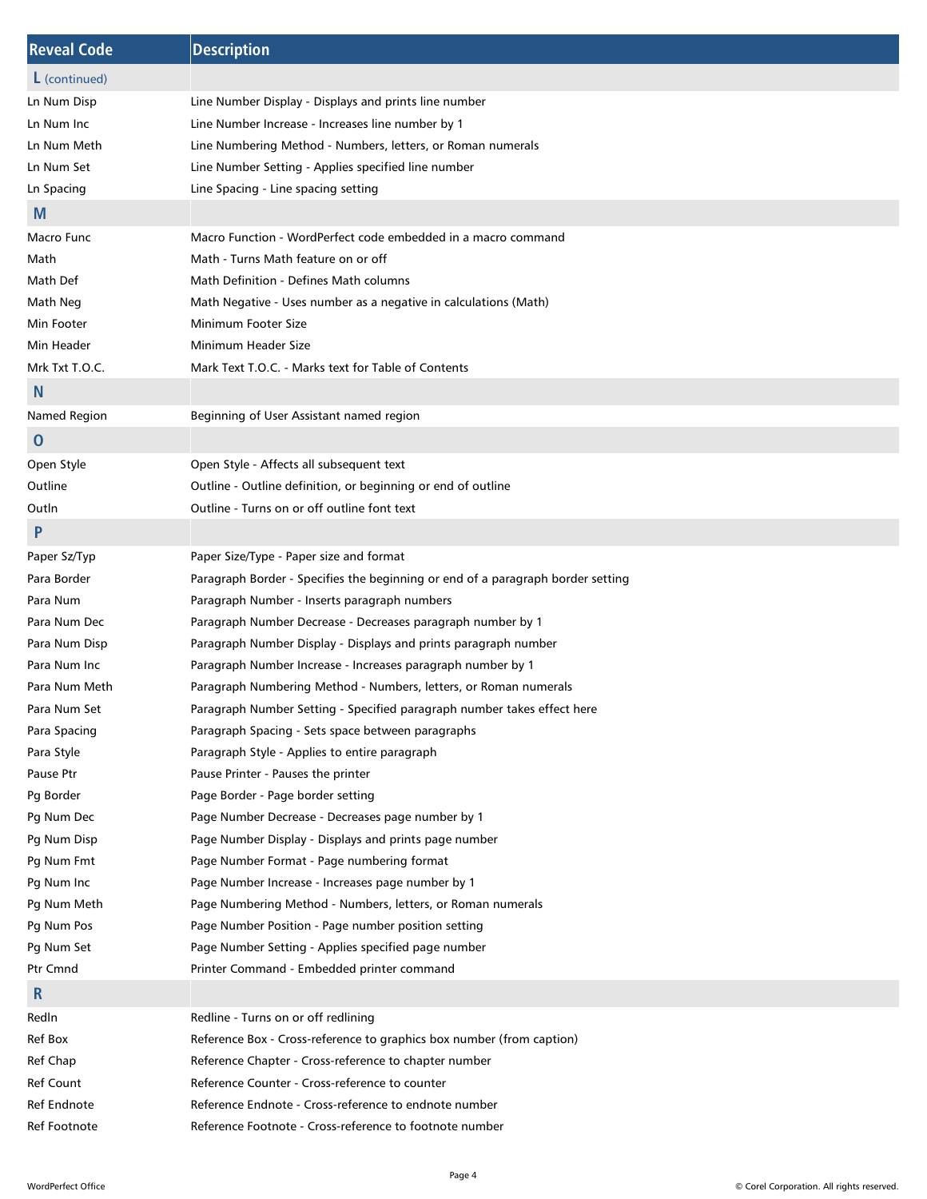| Reveal Code | Description |
|---|---|
| **L** (continued) | |
| Ln Num Disp | Line Number Display - Displays and prints line number |
| Ln Num Inc | Line Number Increase - Increases line number by 1 |
| Ln Num Meth | Line Numbering Method - Numbers, letters, or Roman numerals |
| Ln Num Set | Line Number Setting - Applies specified line number |
| Ln Spacing | Line Spacing - Line spacing setting |
| **M** | |
| Macro Func | Macro Function - WordPerfect code embedded in a macro command |
| Math | Math - Turns Math feature on or off |
| Math Def | Math Definition - Defines Math columns |
| Math Neg | Math Negative - Uses number as a negative in calculations (Math) |
| Min Footer | Minimum Footer Size |
| Min Header | Minimum Header Size |
| Mrk Txt T.O.C. | Mark Text T.O.C. - Marks text for Table of Contents |
| **N** | |
| Named Region | Beginning of User Assistant named region |
| **O** | |
| Open Style | Open Style - Affects all subsequent text |
| Outline | Outline - Outline definition, or beginning or end of outline |
| Outln | Outline - Turns on or off outline font text |
| **P** | |
| Paper Sz/Typ | Paper Size/Type - Paper size and format |
| Para Border | Paragraph Border - Specifies the beginning or end of a paragraph border setting |
| Para Num | Paragraph Number - Inserts paragraph numbers |
| Para Num Dec | Paragraph Number Decrease - Decreases paragraph number by 1 |
| Para Num Disp | Paragraph Number Display - Displays and prints paragraph number |
| Para Num Inc | Paragraph Number Increase - Increases paragraph number by 1 |
| Para Num Meth | Paragraph Numbering Method - Numbers, letters, or Roman numerals |
| Para Num Set | Paragraph Number Setting - Specified paragraph number takes effect here |
| Para Spacing | Paragraph Spacing - Sets space between paragraphs |
| Para Style | Paragraph Style - Applies to entire paragraph |
| Pause Ptr | Pause Printer - Pauses the printer |
| Pg Border | Page Border - Page border setting |
| Pg Num Dec | Page Number Decrease - Decreases page number by 1 |
| Pg Num Disp | Page Number Display - Displays and prints page number |
| Pg Num Fmt | Page Number Format - Page numbering format |
| Pg Num Inc | Page Number Increase - Increases page number by 1 |
| Pg Num Meth | Page Numbering Method - Numbers, letters, or Roman numerals |
| Pg Num Pos | Page Number Position - Page number position setting |
| Pg Num Set | Page Number Setting - Applies specified page number |
| Ptr Cmnd | Printer Command - Embedded printer command |
| **R** | |
| Redln | Redline - Turns on or off redlining |
| Ref Box | Reference Box - Cross-reference to graphics box number (from caption) |
| Ref Chap | Reference Chapter - Cross-reference to chapter number |
| Ref Count | Reference Counter - Cross-reference to counter |
| Ref Endnote | Reference Endnote - Cross-reference to endnote number |
| Ref Footnote | Reference Footnote - Cross-reference to footnote number |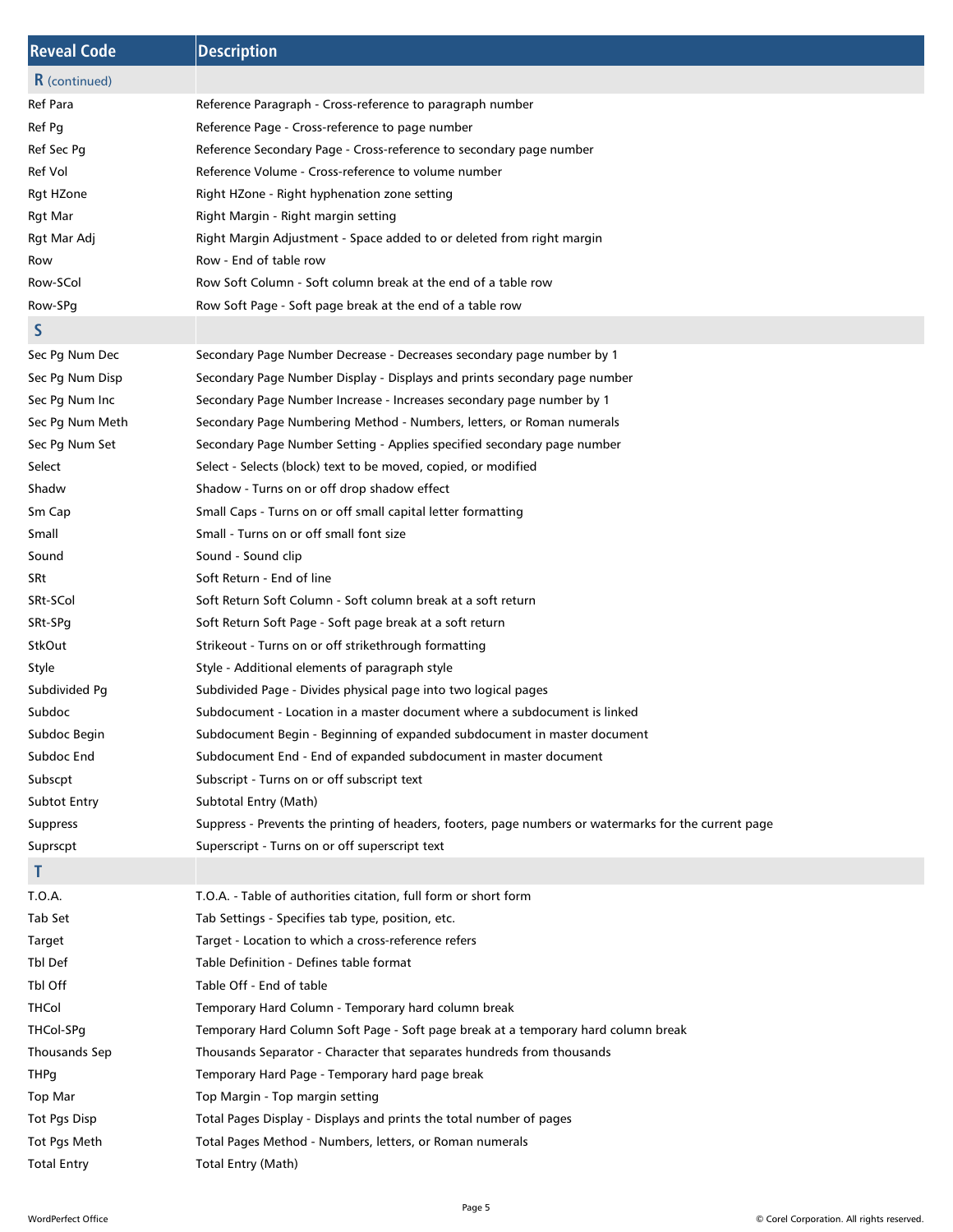| Reveal Code | Description |
|---|---|
| **R** (continued) | |
| Ref Para | Reference Paragraph - Cross-reference to paragraph number |
| Ref Pg | Reference Page - Cross-reference to page number |
| Ref Sec Pg | Reference Secondary Page - Cross-reference to secondary page number |
| Ref Vol | Reference Volume - Cross-reference to volume number |
| Rgt HZone | Right HZone - Right hyphenation zone setting |
| Rgt Mar | Right Margin - Right margin setting |
| Rgt Mar Adj | Right Margin Adjustment - Space added to or deleted from right margin |
| Row | Row - End of table row |
| Row-SCol | Row Soft Column - Soft column break at the end of a table row |
| Row-SPg | Row Soft Page - Soft page break at the end of a table row |
| **S** | |
| Sec Pg Num Dec | Secondary Page Number Decrease - Decreases secondary page number by 1 |
| Sec Pg Num Disp | Secondary Page Number Display - Displays and prints secondary page number |
| Sec Pg Num Inc | Secondary Page Number Increase - Increases secondary page number by 1 |
| Sec Pg Num Meth | Secondary Page Numbering Method - Numbers, letters, or Roman numerals |
| Sec Pg Num Set | Secondary Page Number Setting - Applies specified secondary page number |
| Select | Select - Selects (block) text to be moved, copied, or modified |
| Shadw | Shadow - Turns on or off drop shadow effect |
| Sm Cap | Small Caps - Turns on or off small capital letter formatting |
| Small | Small - Turns on or off small font size |
| Sound | Sound - Sound clip |
| SRt | Soft Return - End of line |
| SRt-SCol | Soft Return Soft Column - Soft column break at a soft return |
| SRt-SPg | Soft Return Soft Page - Soft page break at a soft return |
| StkOut | Strikeout - Turns on or off strikethrough formatting |
| Style | Style - Additional elements of paragraph style |
| Subdivided Pg | Subdivided Page - Divides physical page into two logical pages |
| Subdoc | Subdocument - Location in a master document where a subdocument is linked |
| Subdoc Begin | Subdocument Begin - Beginning of expanded subdocument in master document |
| Subdoc End | Subdocument End - End of expanded subdocument in master document |
| Subscpt | Subscript - Turns on or off subscript text |
| Subtot Entry | Subtotal Entry (Math) |
| Suppress | Suppress - Prevents the printing of headers, footers, page numbers or watermarks for the current page |
| Suprscpt | Superscript - Turns on or off superscript text |
| **T** | |
| T.O.A. | T.O.A. - Table of authorities citation, full form or short form |
| Tab Set | Tab Settings - Specifies tab type, position, etc. |
| Target | Target - Location to which a cross-reference refers |
| Tbl Def | Table Definition - Defines table format |
| Tbl Off | Table Off - End of table |
| THCol | Temporary Hard Column - Temporary hard column break |
| THCol-SPg | Temporary Hard Column Soft Page - Soft page break at a temporary hard column break |
| Thousands Sep | Thousands Separator - Character that separates hundreds from thousands |
| THPg | Temporary Hard Page - Temporary hard page break |
| Top Mar | Top Margin - Top margin setting |
| Tot Pgs Disp | Total Pages Display - Displays and prints the total number of pages |
| Tot Pgs Meth | Total Pages Method - Numbers, letters, or Roman numerals |
| Total Entry | Total Entry (Math) |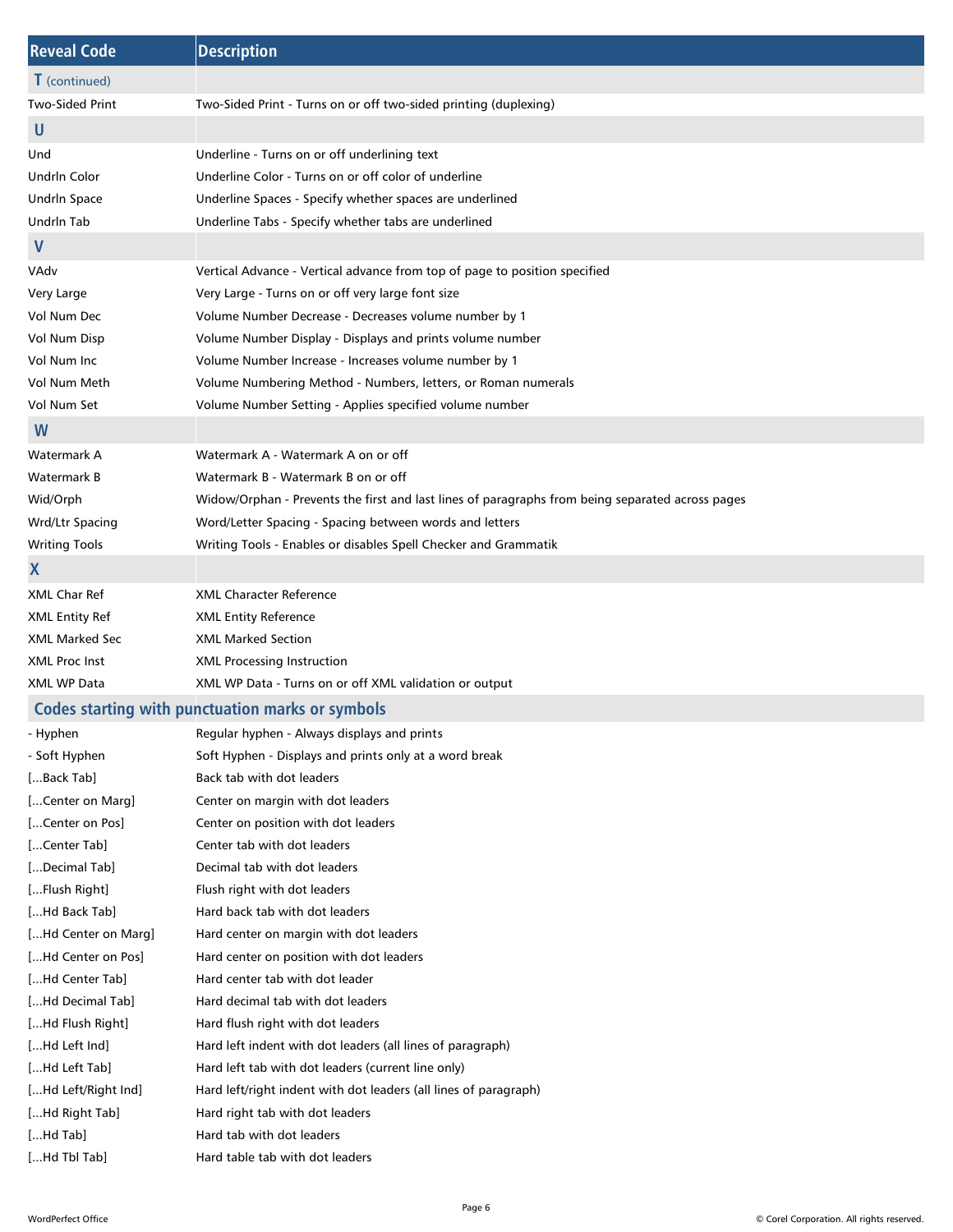| Reveal Code | Description |
|---|---|
| **T** (continued) | |
| Two-Sided Print | Two-Sided Print - Turns on or off two-sided printing (duplexing) |
| **U** | |
| Und | Underline - Turns on or off underlining text |
| Undrln Color | Underline Color - Turns on or off color of underline |
| Undrln Space | Underline Spaces - Specify whether spaces are underlined |
| Undrln Tab | Underline Tabs - Specify whether tabs are underlined |
| **V** | |
| VAdv | Vertical Advance - Vertical advance from top of page to position specified |
| Very Large | Very Large - Turns on or off very large font size |
| Vol Num Dec | Volume Number Decrease - Decreases volume number by 1 |
| Vol Num Disp | Volume Number Display - Displays and prints volume number |
| Vol Num Inc | Volume Number Increase - Increases volume number by 1 |
| Vol Num Meth | Volume Numbering Method - Numbers, letters, or Roman numerals |
| Vol Num Set | Volume Number Setting - Applies specified volume number |
| **W** | |
| Watermark A | Watermark A - Watermark A on or off |
| Watermark B | Watermark B - Watermark B on or off |
| Wid/Orph | Widow/Orphan - Prevents the first and last lines of paragraphs from being separated across pages |
| Wrd/Ltr Spacing | Word/Letter Spacing - Spacing between words and letters |
| Writing Tools | Writing Tools - Enables or disables Spell Checker and Grammatik |
| **X** | |
| XML Char Ref | XML Character Reference |
| XML Entity Ref | XML Entity Reference |
| XML Marked Sec | XML Marked Section |
| XML Proc Inst | XML Processing Instruction |
| XML WP Data | XML WP Data - Turns on or off XML validation or output |
| **Codes starting with punctuation marks or symbols** | |
| - Hyphen | Regular hyphen - Always displays and prints |
| - Soft Hyphen | Soft Hyphen - Displays and prints only at a word break |
| [...Back Tab] | Back tab with dot leaders |
| [...Center on Marg] | Center on margin with dot leaders |
| [...Center on Pos] | Center on position with dot leaders |
| [...Center Tab] | Center tab with dot leaders |
| [...Decimal Tab] | Decimal tab with dot leaders |
| [...Flush Right] | Flush right with dot leaders |
| [...Hd Back Tab] | Hard back tab with dot leaders |
| [...Hd Center on Marg] | Hard center on margin with dot leaders |
| [...Hd Center on Pos] | Hard center on position with dot leaders |
| [...Hd Center Tab] | Hard center tab with dot leader |
| [...Hd Decimal Tab] | Hard decimal tab with dot leaders |
| [...Hd Flush Right] | Hard flush right with dot leaders |
| [...Hd Left Ind] | Hard left indent with dot leaders (all lines of paragraph) |
| [...Hd Left Tab] | Hard left tab with dot leaders (current line only) |
| [...Hd Left/Right Ind] | Hard left/right indent with dot leaders (all lines of paragraph) |
| [...Hd Right Tab] | Hard right tab with dot leaders |
| [...Hd Tab] | Hard tab with dot leaders |
| [...Hd Tbl Tab] | Hard table tab with dot leaders |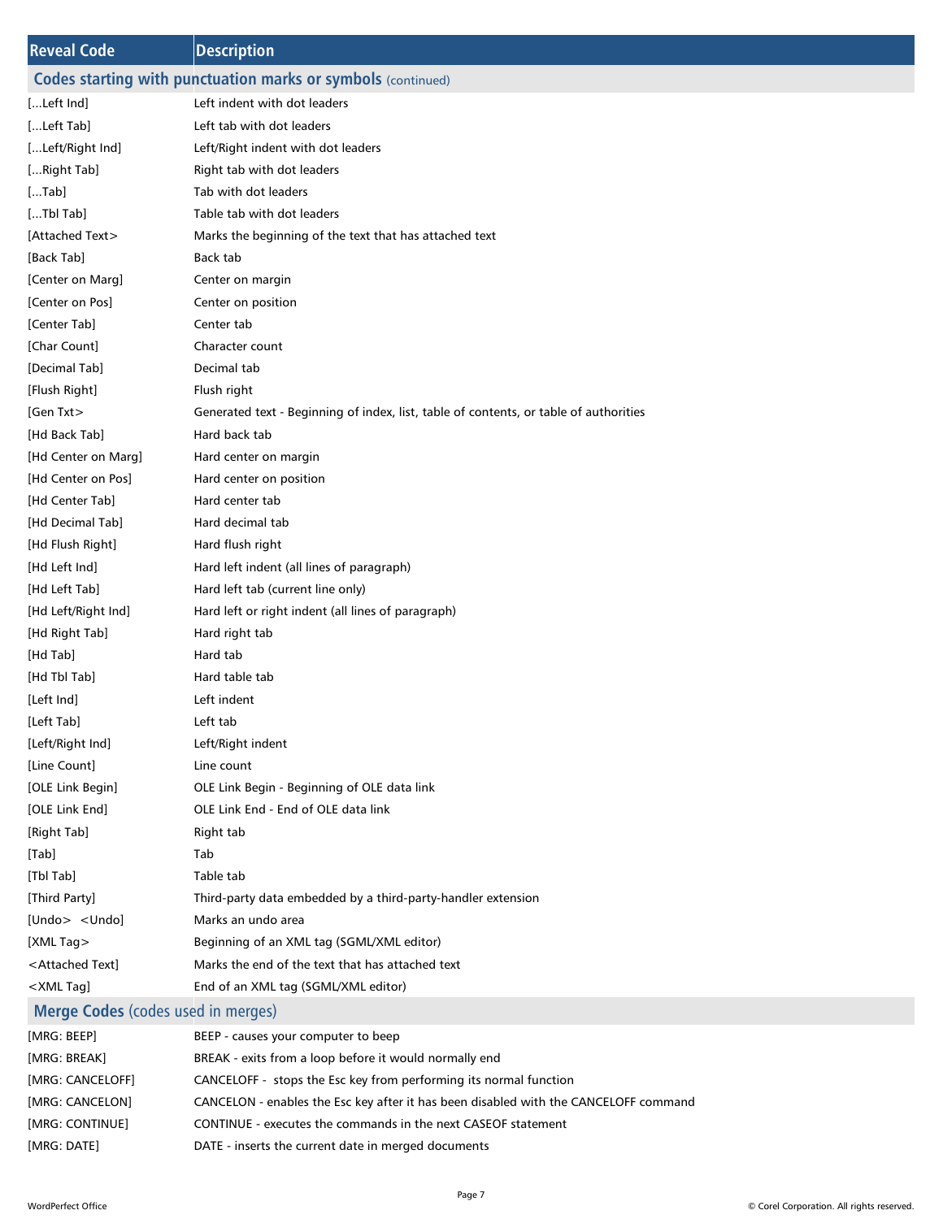| Reveal Code | Description |
| --- | --- |
| **Codes starting with punctuation marks or symbols** (continued) | |
| [...Left Ind] | Left indent with dot leaders |
| [...Left Tab] | Left tab with dot leaders |
| [...Left/Right Ind] | Left/Right indent with dot leaders |
| [...Right Tab] | Right tab with dot leaders |
| [...Tab] | Tab with dot leaders |
| [...Tbl Tab] | Table tab with dot leaders |
| [Attached Text> | Marks the beginning of the text that has attached text |
| [Back Tab] | Back tab |
| [Center on Marg] | Center on margin |
| [Center on Pos] | Center on position |
| [Center Tab] | Center tab |
| [Char Count] | Character count |
| [Decimal Tab] | Decimal tab |
| [Flush Right] | Flush right |
| [Gen Txt> | Generated text - Beginning of index, list, table of contents, or table of authorities |
| [Hd Back Tab] | Hard back tab |
| [Hd Center on Marg] | Hard center on margin |
| [Hd Center on Pos] | Hard center on position |
| [Hd Center Tab] | Hard center tab |
| [Hd Decimal Tab] | Hard decimal tab |
| [Hd Flush Right] | Hard flush right |
| [Hd Left Ind] | Hard left indent (all lines of paragraph) |
| [Hd Left Tab] | Hard left tab (current line only) |
| [Hd Left/Right Ind] | Hard left or right indent (all lines of paragraph) |
| [Hd Right Tab] | Hard right tab |
| [Hd Tab] | Hard tab |
| [Hd Tbl Tab] | Hard table tab |
| [Left Ind] | Left indent |
| [Left Tab] | Left tab |
| [Left/Right Ind] | Left/Right indent |
| [Line Count] | Line count |
| [OLE Link Begin] | OLE Link Begin - Beginning of OLE data link |
| [OLE Link End] | OLE Link End - End of OLE data link |
| [Right Tab] | Right tab |
| [Tab] | Tab |
| [Tbl Tab] | Table tab |
| [Third Party] | Third-party data embedded by a third-party-handler extension |
| [Undo> <Undo] | Marks an undo area |
| [XML Tag> | Beginning of an XML tag (SGML/XML editor) |
| <Attached Text] | Marks the end of the text that has attached text |
| <XML Tag] | End of an XML tag (SGML/XML editor) |
| **Merge Codes** (codes used in merges) | |
| [MRG: BEEP] | BEEP - causes your computer to beep |
| [MRG: BREAK] | BREAK - exits from a loop before it would normally end |
| [MRG: CANCELOFF] | CANCELOFF - stops the Esc key from performing its normal function |
| [MRG: CANCELON] | CANCELON - enables the Esc key after it has been disabled with the CANCELOFF command |
| [MRG: CONTINUE] | CONTINUE - executes the commands in the next CASEOF statement |
| [MRG: DATE] | DATE - inserts the current date in merged documents |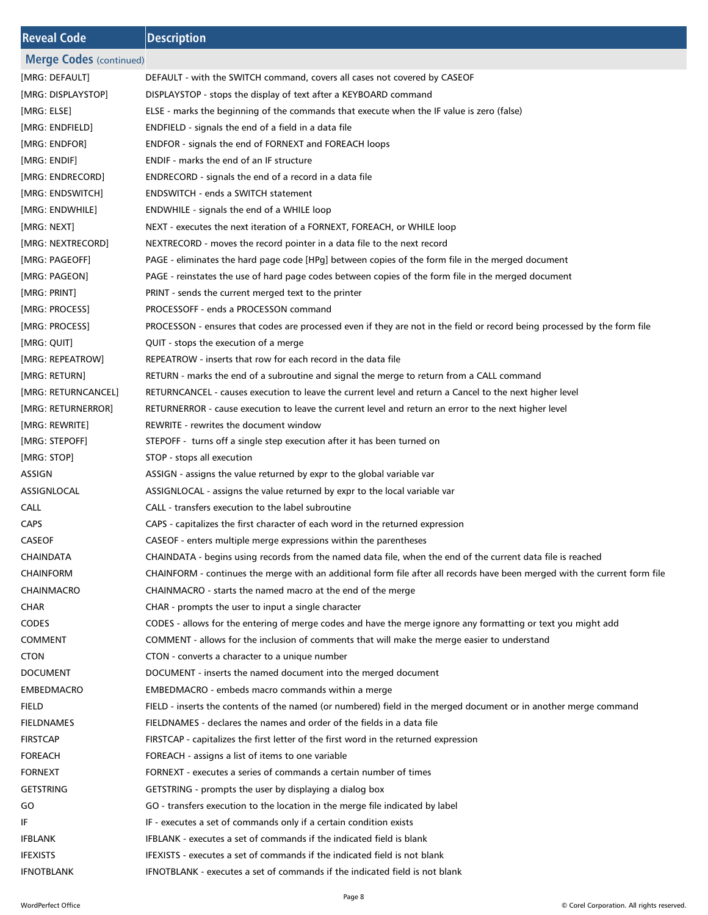| Reveal Code | Description |
| --- | --- |
| **Merge Codes** (continued) | |
| [MRG: DEFAULT] | DEFAULT - with the SWITCH command, covers all cases not covered by CASEOF |
| [MRG: DISPLAYSTOP] | DISPLAYSTOP - stops the display of text after a KEYBOARD command |
| [MRG: ELSE] | ELSE - marks the beginning of the commands that execute when the IF value is zero (false) |
| [MRG: ENDFIELD] | ENDFIELD - signals the end of a field in a data file |
| [MRG: ENDFOR] | ENDFOR - signals the end of FORNEXT and FOREACH loops |
| [MRG: ENDIF] | ENDIF - marks the end of an IF structure |
| [MRG: ENDRECORD] | ENDRECORD - signals the end of a record in a data file |
| [MRG: ENDSWITCH] | ENDSWITCH - ends a SWITCH statement |
| [MRG: ENDWHILE] | ENDWHILE - signals the end of a WHILE loop |
| [MRG: NEXT] | NEXT - executes the next iteration of a FORNEXT, FOREACH, or WHILE loop |
| [MRG: NEXTRECORD] | NEXTRECORD - moves the record pointer in a data file to the next record |
| [MRG: PAGEOFF] | PAGE - eliminates the hard page code [HPg] between copies of the form file in the merged document |
| [MRG: PAGEON] | PAGE - reinstates the use of hard page codes between copies of the form file in the merged document |
| [MRG: PRINT] | PRINT - sends the current merged text to the printer |
| [MRG: PROCESS] | PROCESSOFF - ends a PROCESSON command |
| [MRG: PROCESS] | PROCESSON - ensures that codes are processed even if they are not in the field or record being processed by the form file |
| [MRG: QUIT] | QUIT - stops the execution of a merge |
| [MRG: REPEATROW] | REPEATROW - inserts that row for each record in the data file |
| [MRG: RETURN] | RETURN - marks the end of a subroutine and signal the merge to return from a CALL command |
| [MRG: RETURNCANCEL] | RETURNCANCEL - causes execution to leave the current level and return a Cancel to the next higher level |
| [MRG: RETURNERROR] | RETURNERROR - cause execution to leave the current level and return an error to the next higher level |
| [MRG: REWRITE] | REWRITE - rewrites the document window |
| [MRG: STEPOFF] | STEPOFF - turns off a single step execution after it has been turned on |
| [MRG: STOP] | STOP - stops all execution |
| ASSIGN | ASSIGN - assigns the value returned by expr to the global variable var |
| ASSIGNLOCAL | ASSIGNLOCAL - assigns the value returned by expr to the local variable var |
| CALL | CALL - transfers execution to the label subroutine |
| CAPS | CAPS - capitalizes the first character of each word in the returned expression |
| CASEOF | CASEOF - enters multiple merge expressions within the parentheses |
| CHAINDATA | CHAINDATA - begins using records from the named data file, when the end of the current data file is reached |
| CHAINFORM | CHAINFORM - continues the merge with an additional form file after all records have been merged with the current form file |
| CHAINMACRO | CHAINMACRO - starts the named macro at the end of the merge |
| CHAR | CHAR - prompts the user to input a single character |
| CODES | CODES - allows for the entering of merge codes and have the merge ignore any formatting or text you might add |
| COMMENT | COMMENT - allows for the inclusion of comments that will make the merge easier to understand |
| CTON | CTON - converts a character to a unique number |
| DOCUMENT | DOCUMENT - inserts the named document into the merged document |
| EMBEDMACRO | EMBEDMACRO - embeds macro commands within a merge |
| FIELD | FIELD - inserts the contents of the named (or numbered) field in the merged document or in another merge command |
| FIELDNAMES | FIELDNAMES - declares the names and order of the fields in a data file |
| FIRSTCAP | FIRSTCAP - capitalizes the first letter of the first word in the returned expression |
| FOREACH | FOREACH - assigns a list of items to one variable |
| FORNEXT | FORNEXT - executes a series of commands a certain number of times |
| GETSTRING | GETSTRING - prompts the user by displaying a dialog box |
| GO | GO - transfers execution to the location in the merge file indicated by label |
| IF | IF - executes a set of commands only if a certain condition exists |
| IFBLANK | IFBLANK - executes a set of commands if the indicated field is blank |
| IFEXISTS | IFEXISTS - executes a set of commands if the indicated field is not blank |
| IFNOTBLANK | IFNOTBLANK - executes a set of commands if the indicated field is not blank |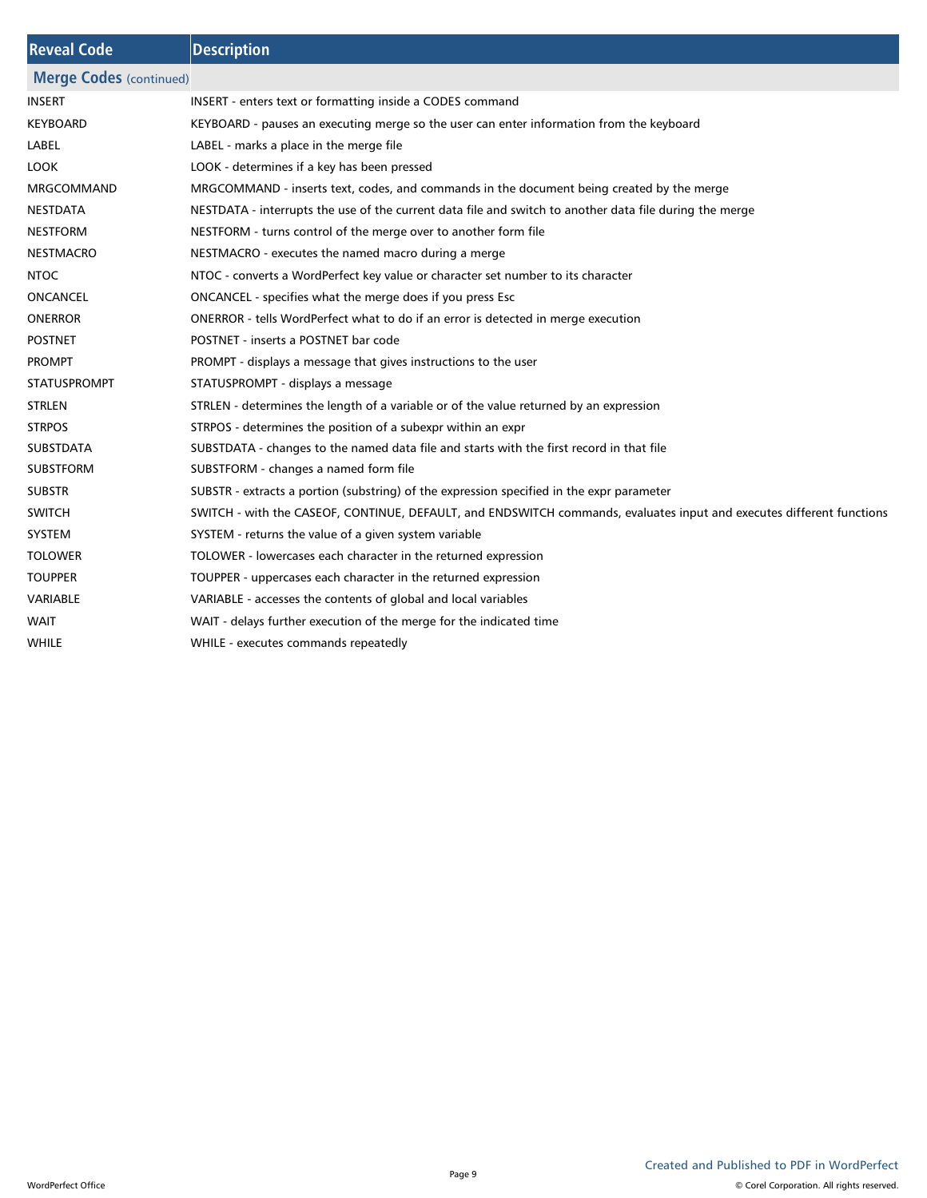| Reveal Code | Description |
| --- | --- |
| **Merge Codes** (continued) | |
| INSERT | INSERT - enters text or formatting inside a CODES command |
| KEYBOARD | KEYBOARD - pauses an executing merge so the user can enter information from the keyboard |
| LABEL | LABEL - marks a place in the merge file |
| LOOK | LOOK - determines if a key has been pressed |
| MRGCOMMAND | MRGCOMMAND - inserts text, codes, and commands in the document being created by the merge |
| NESTDATA | NESTDATA - interrupts the use of the current data file and switch to another data file during the merge |
| NESTFORM | NESTFORM - turns control of the merge over to another form file |
| NESTMACRO | NESTMACRO - executes the named macro during a merge |
| NTOC | NTOC - converts a WordPerfect key value or character set number to its character |
| ONCANCEL | ONCANCEL - specifies what the merge does if you press Esc |
| ONERROR | ONERROR - tells WordPerfect what to do if an error is detected in merge execution |
| POSTNET | POSTNET - inserts a POSTNET bar code |
| PROMPT | PROMPT - displays a message that gives instructions to the user |
| STATUSPROMPT | STATUSPROMPT - displays a message |
| STRLEN | STRLEN - determines the length of a variable or of the value returned by an expression |
| STRPOS | STRPOS - determines the position of a subexpr within an expr |
| SUBSTDATA | SUBSTDATA - changes to the named data file and starts with the first record in that file |
| SUBSTFORM | SUBSTFORM - changes a named form file |
| SUBSTR | SUBSTR - extracts a portion (substring) of the expression specified in the expr parameter |
| SWITCH | SWITCH - with the CASEOF, CONTINUE, DEFAULT, and ENDSWITCH commands, evaluates input and executes different functions |
| SYSTEM | SYSTEM - returns the value of a given system variable |
| TOLOWER | TOLOWER - lowercases each character in the returned expression |
| TOUPPER | TOUPPER - uppercases each character in the returned expression |
| VARIABLE | VARIABLE - accesses the contents of global and local variables |
| WAIT | WAIT - delays further execution of the merge for the indicated time |
| WHILE | WHILE - executes commands repeatedly |